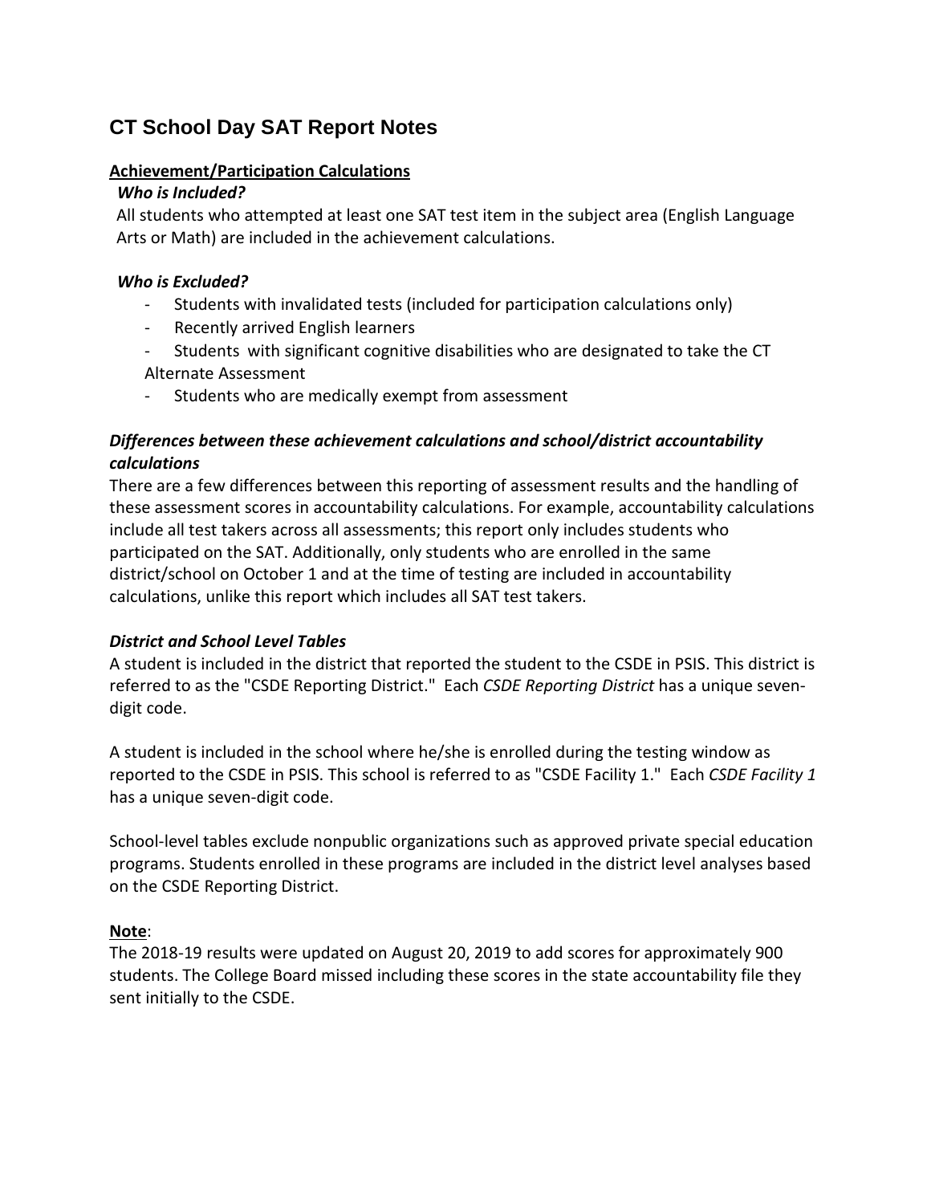# CT School Day SAT Report Notes

**Achievement/Participation Calculations**

***Who is Included?***

All students who attempted at least one SAT test item in the subject area (English Language Arts or Math) are included in the achievement calculations.

***Who is Excluded?***

- Students with invalidated tests (included for participation calculations only)
- Recently arrived English learners
- Students with significant cognitive disabilities who are designated to take the CT Alternate Assessment
- Students who are medically exempt from assessment

***Differences between these achievement calculations and school/district accountability calculations***

There are a few differences between this reporting of assessment results and the handling of these assessment scores in accountability calculations. For example, accountability calculations include all test takers across all assessments; this report only includes students who participated on the SAT. Additionally, only students who are enrolled in the same district/school on October 1 and at the time of testing are included in accountability calculations, unlike this report which includes all SAT test takers.

***District and School Level Tables***

A student is included in the district that reported the student to the CSDE in PSIS. This district is referred to as the "CSDE Reporting District." Each *CSDE Reporting District* has a unique seven-digit code.

A student is included in the school where he/she is enrolled during the testing window as reported to the CSDE in PSIS. This school is referred to as "CSDE Facility 1." Each *CSDE Facility 1* has a unique seven-digit code.

School-level tables exclude nonpublic organizations such as approved private special education programs. Students enrolled in these programs are included in the district level analyses based on the CSDE Reporting District.

**Note**:

The 2018-19 results were updated on August 20, 2019 to add scores for approximately 900 students. The College Board missed including these scores in the state accountability file they sent initially to the CSDE.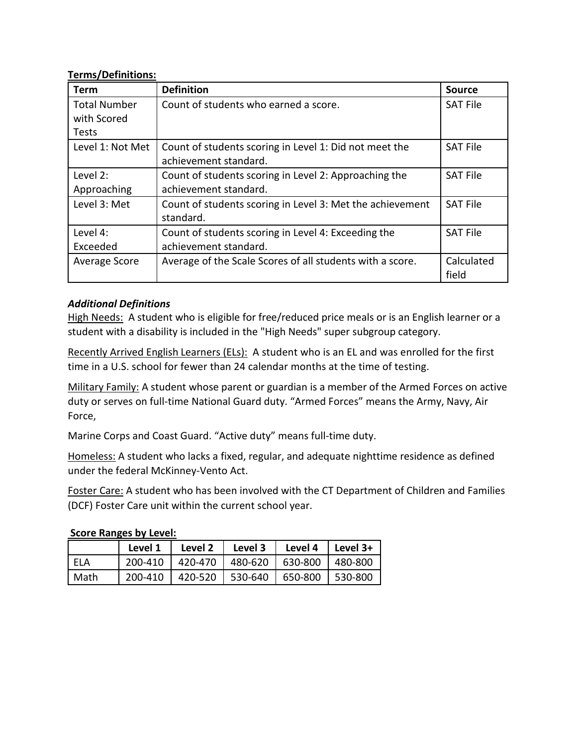**Terms/Definitions:**

| Term | Definition | Source |
| --- | --- | --- |
| Total Number with Scored Tests | Count of students who earned a score. | SAT File |
| Level 1: Not Met | Count of students scoring in Level 1: Did not meet the achievement standard. | SAT File |
| Level 2: Approaching | Count of students scoring in Level 2: Approaching the achievement standard. | SAT File |
| Level 3: Met | Count of students scoring in Level 3: Met the achievement standard. | SAT File |
| Level 4: Exceeded | Count of students scoring in Level 4: Exceeding the achievement standard. | SAT File |
| Average Score | Average of the Scale Scores of all students with a score. | Calculated field |

***Additional Definitions***

High Needs: A student who is eligible for free/reduced price meals or is an English learner or a student with a disability is included in the "High Needs" super subgroup category.

Recently Arrived English Learners (ELs): A student who is an EL and was enrolled for the first time in a U.S. school for fewer than 24 calendar months at the time of testing.

Military Family: A student whose parent or guardian is a member of the Armed Forces on active duty or serves on full-time National Guard duty. "Armed Forces" means the Army, Navy, Air Force,

Marine Corps and Coast Guard. "Active duty" means full-time duty.

Homeless: A student who lacks a fixed, regular, and adequate nighttime residence as defined under the federal McKinney-Vento Act.

Foster Care: A student who has been involved with the CT Department of Children and Families (DCF) Foster Care unit within the current school year.

**Score Ranges by Level:**

| | Level 1 | Level 2 | Level 3 | Level 4 | Level 3+ |
| --- | --- | --- | --- | --- | --- |
| ELA | 200-410 | 420-470 | 480-620 | 630-800 | 480-800 |
| Math | 200-410 | 420-520 | 530-640 | 650-800 | 530-800 |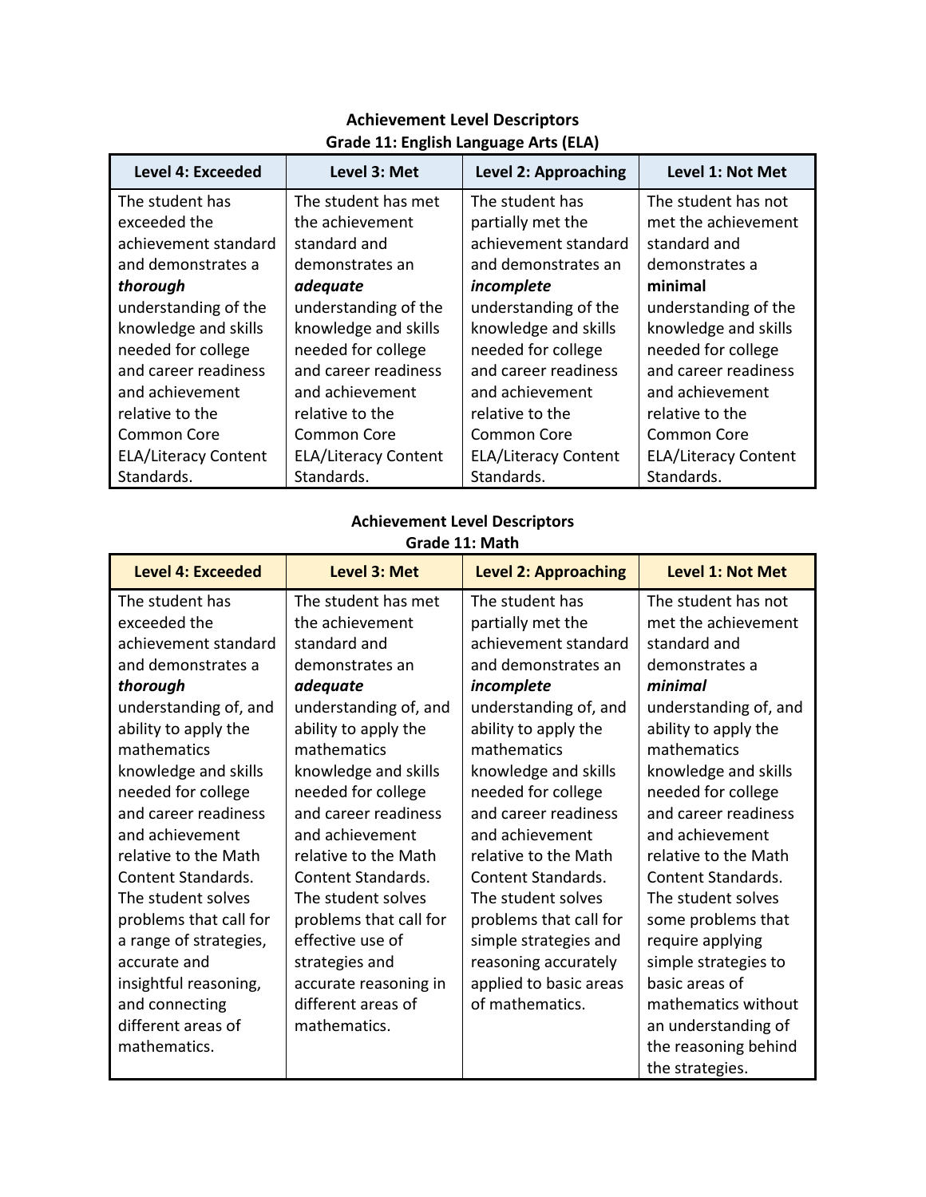**Achievement Level Descriptors**
**Grade 11: English Language Arts (ELA)**

| Level 4: Exceeded | Level 3: Met | Level 2: Approaching | Level 1: Not Met |
|---|---|---|---|
| The student has exceeded the achievement standard and demonstrates a ***thorough*** understanding of the knowledge and skills needed for college and career readiness and achievement relative to the Common Core ELA/Literacy Content Standards. | The student has met the achievement standard and demonstrates an ***adequate*** understanding of the knowledge and skills needed for college and career readiness and achievement relative to the Common Core ELA/Literacy Content Standards. | The student has partially met the achievement standard and demonstrates an ***incomplete*** understanding of the knowledge and skills needed for college and career readiness and achievement relative to the Common Core ELA/Literacy Content Standards. | The student has not met the achievement standard and demonstrates a **minimal** understanding of the knowledge and skills needed for college and career readiness and achievement relative to the Common Core ELA/Literacy Content Standards. |

**Achievement Level Descriptors**
**Grade 11: Math**

| Level 4: Exceeded | Level 3: Met | Level 2: Approaching | Level 1: Not Met |
|---|---|---|---|
| The student has exceeded the achievement standard and demonstrates a ***thorough*** understanding of, and ability to apply the mathematics knowledge and skills needed for college and career readiness and achievement relative to the Math Content Standards. The student solves problems that call for a range of strategies, accurate and insightful reasoning, and connecting different areas of mathematics. | The student has met the achievement standard and demonstrates an ***adequate*** understanding of, and ability to apply the mathematics knowledge and skills needed for college and career readiness and achievement relative to the Math Content Standards. The student solves problems that call for effective use of strategies and accurate reasoning in different areas of mathematics. | The student has partially met the achievement standard and demonstrates an ***incomplete*** understanding of, and ability to apply the mathematics knowledge and skills needed for college and career readiness and achievement relative to the Math Content Standards. The student solves problems that call for simple strategies and reasoning accurately applied to basic areas of mathematics. | The student has not met the achievement standard and demonstrates a ***minimal*** understanding of, and ability to apply the mathematics knowledge and skills needed for college and career readiness and achievement relative to the Math Content Standards. The student solves some problems that require applying simple strategies to basic areas of mathematics without an understanding of the reasoning behind the strategies. |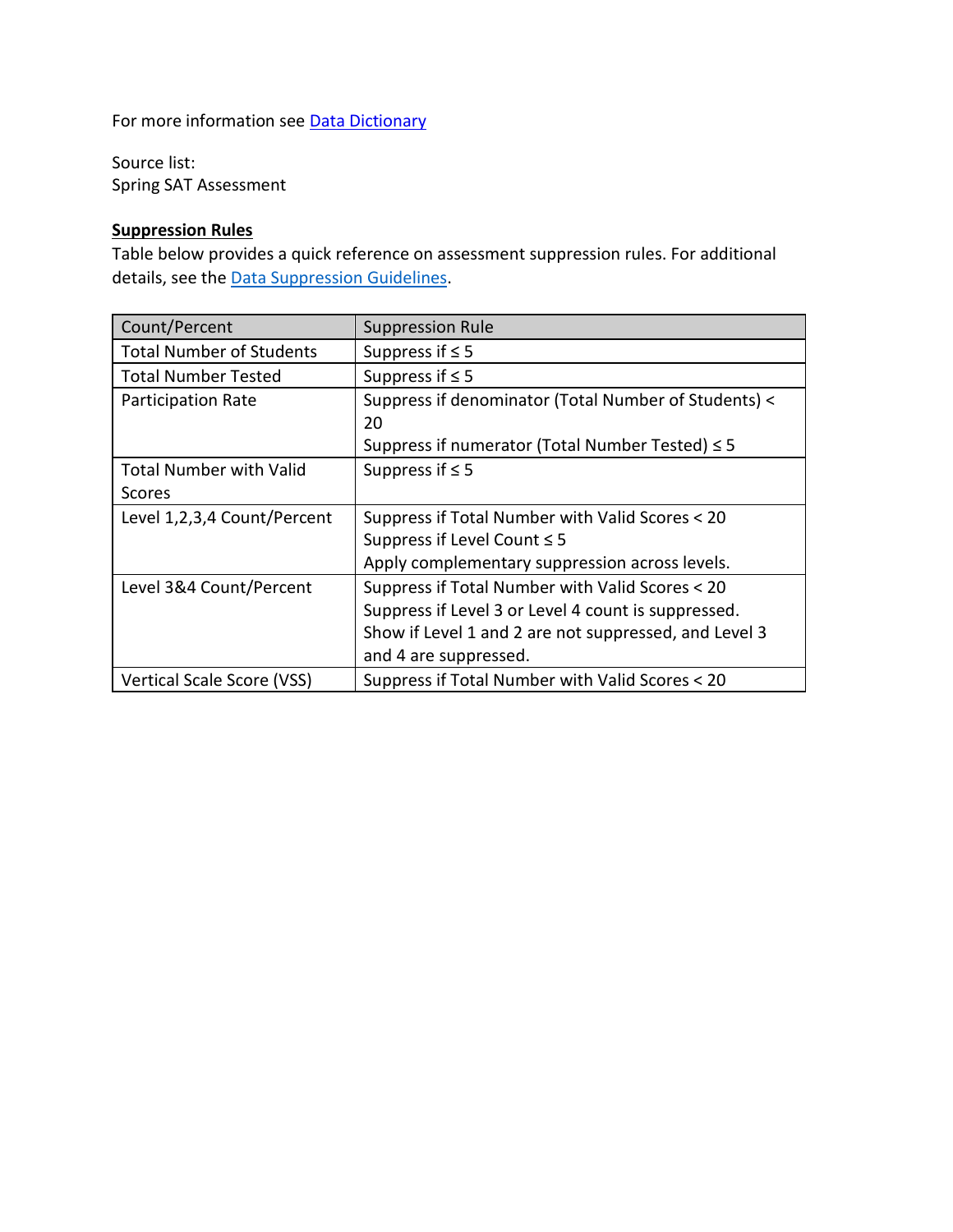For more information see [Data Dictionary]

Source list:
Spring SAT Assessment

**Suppression Rules**

Table below provides a quick reference on assessment suppression rules. For additional details, see the [Data Suppression Guidelines].

| Count/Percent | Suppression Rule |
|---|---|
| Total Number of Students | Suppress if ≤ 5 |
| Total Number Tested | Suppress if ≤ 5 |
| Participation Rate | Suppress if denominator (Total Number of Students) < 20<br>Suppress if numerator (Total Number Tested) ≤ 5 |
| Total Number with Valid Scores | Suppress if ≤ 5 |
| Level 1,2,3,4 Count/Percent | Suppress if Total Number with Valid Scores < 20<br>Suppress if Level Count ≤ 5<br>Apply complementary suppression across levels. |
| Level 3&4 Count/Percent | Suppress if Total Number with Valid Scores < 20<br>Suppress if Level 3 or Level 4 count is suppressed.<br>Show if Level 1 and 2 are not suppressed, and Level 3 and 4 are suppressed. |
| Vertical Scale Score (VSS) | Suppress if Total Number with Valid Scores < 20 |